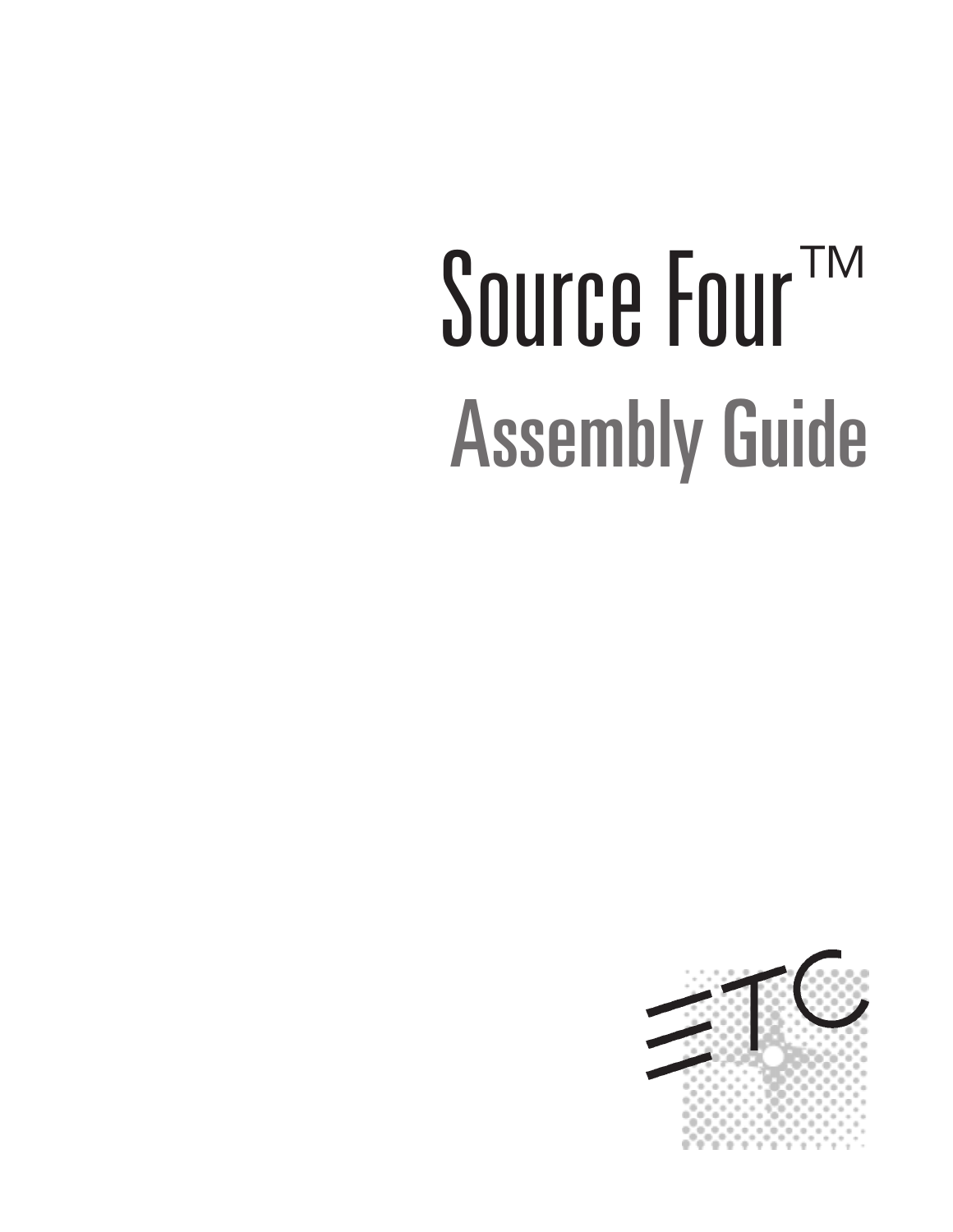# Source Four™

## Assembly Guide

ETC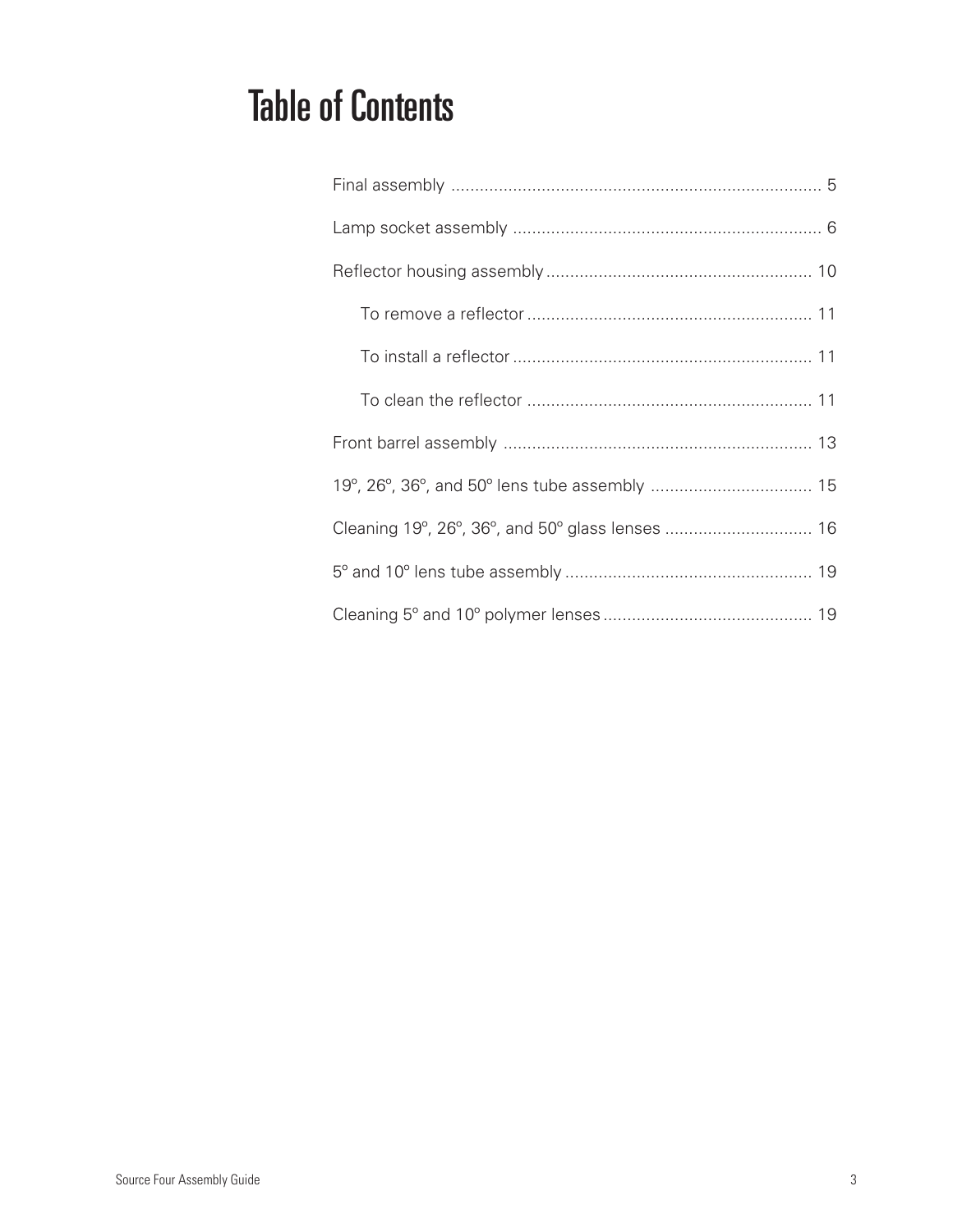# Table of Contents

Final assembly ............................................................................ 5

Lamp socket assembly ................................................................ 6

Reflector housing assembly ....................................................... 10

To remove a reflector ........................................................... 11

To install a reflector .............................................................. 11

To clean the reflector ........................................................... 11

Front barrel assembly ................................................................ 13

19º, 26º, 36º, and 50º lens tube assembly .................................. 15

Cleaning 19º, 26º, 36º, and 50º glass lenses ............................... 16

5º and 10º lens tube assembly ................................................... 19

Cleaning 5º and 10º polymer lenses ........................................... 19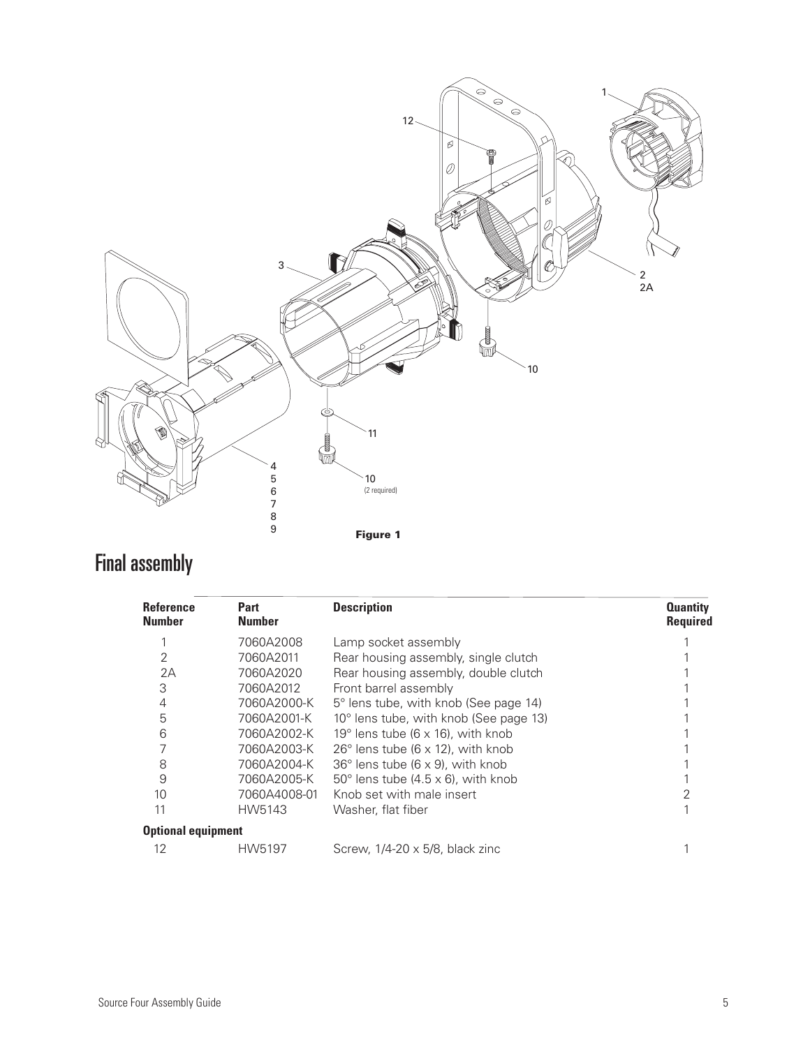Figure 1

# Final assembly

| Reference Number | Part Number | Description | Quantity Required |
|---|---|---|---|
| 1 | 7060A2008 | Lamp socket assembly | 1 |
| 2 | 7060A2011 | Rear housing assembly, single clutch | 1 |
| 2A | 7060A2020 | Rear housing assembly, double clutch | 1 |
| 3 | 7060A2012 | Front barrel assembly | 1 |
| 4 | 7060A2000-K | 5° lens tube, with knob (See page 14) | 1 |
| 5 | 7060A2001-K | 10° lens tube, with knob (See page 13) | 1 |
| 6 | 7060A2002-K | 19° lens tube (6 x 16), with knob | 1 |
| 7 | 7060A2003-K | 26° lens tube (6 x 12), with knob | 1 |
| 8 | 7060A2004-K | 36° lens tube (6 x 9), with knob | 1 |
| 9 | 7060A2005-K | 50° lens tube (4.5 x 6), with knob | 1 |
| 10 | 7060A4008-01 | Knob set with male insert | 2 |
| 11 | HW5143 | Washer, flat fiber | 1 |
| **Optional equipment** | | | |
| 12 | HW5197 | Screw, 1/4-20 x 5/8, black zinc | 1 |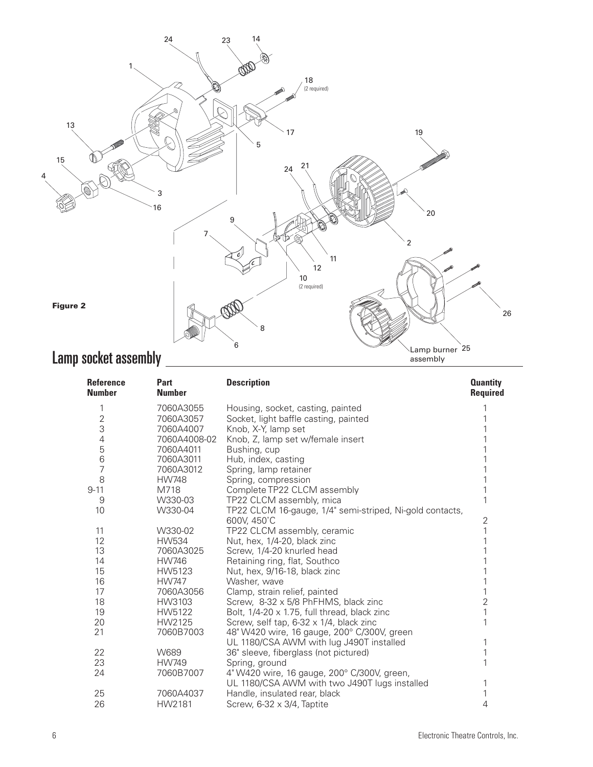**Figure 2**

## Lamp socket assembly

| Reference Number | Part Number | Description | Quantity Required |
|---|---|---|---|
| 1 | 7060A3055 | Housing, socket, casting, painted | 1 |
| 2 | 7060A3057 | Socket, light baffle casting, painted | 1 |
| 3 | 7060A4007 | Knob, X-Y, lamp set | 1 |
| 4 | 7060A4008-02 | Knob, Z, lamp set w/female insert | 1 |
| 5 | 7060A4011 | Bushing, cup | 1 |
| 6 | 7060A3011 | Hub, index, casting | 1 |
| 7 | 7060A3012 | Spring, lamp retainer | 1 |
| 8 | HW748 | Spring, compression | 1 |
| 9-11 | M718 | Complete TP22 CLCM assembly | 1 |
| 9 | W330-03 | TP22 CLCM assembly, mica | 1 |
| 10 | W330-04 | TP22 CLCM 16-gauge, 1/4" semi-striped, Ni-gold contacts, 600V, 450˚C | 2 |
| 11 | W330-02 | TP22 CLCM assembly, ceramic | 1 |
| 12 | HW534 | Nut, hex, 1/4-20, black zinc | 1 |
| 13 | 7060A3025 | Screw, 1/4-20 knurled head | 1 |
| 14 | HW746 | Retaining ring, flat, Southco | 1 |
| 15 | HW5123 | Nut, hex, 9/16-18, black zinc | 1 |
| 16 | HW747 | Washer, wave | 1 |
| 17 | 7060A3056 | Clamp, strain relief, painted | 1 |
| 18 | HW3103 | Screw, 8-32 x 5/8 PhFHMS, black zinc | 2 |
| 19 | HW5122 | Bolt, 1/4-20 x 1.75, full thread, black zinc | 1 |
| 20 | HW2125 | Screw, self tap, 6-32 x 1/4, black zinc | 1 |
| 21 | 7060B7003 | 48" W420 wire, 16 gauge, 200° C/300V, green UL 1180/CSA AWM with lug J490T installed | 1 |
| 22 | W689 | 36" sleeve, fiberglass (not pictured) | 1 |
| 23 | HW749 | Spring, ground | 1 |
| 24 | 7060B7007 | 4" W420 wire, 16 gauge, 200° C/300V, green, UL 1180/CSA AWM with two J490T lugs installed | 1 |
| 25 | 7060A4037 | Handle, insulated rear, black | 1 |
| 26 | HW2181 | Screw, 6-32 x 3/4, Taptite | 4 |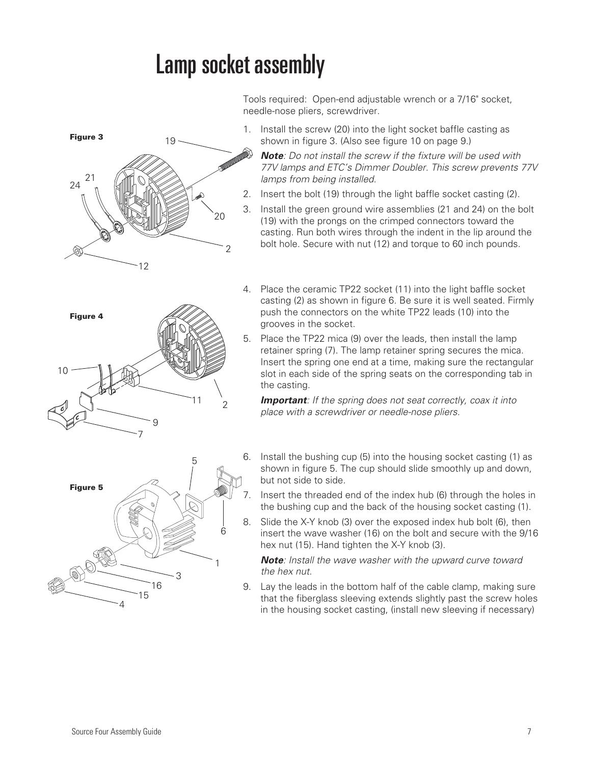# Lamp socket assembly

Tools required: Open-end adjustable wrench or a 7/16" socket, needle-nose pliers, screwdriver.

**Figure 3**

1. Install the screw (20) into the light socket baffle casting as shown in figure 3. (Also see figure 10 on page 9.)

   ***Note**: Do not install the screw if the fixture will be used with 77V lamps and ETC's Dimmer Doubler. This screw prevents 77V lamps from being installed.*

2. Insert the bolt (19) through the light baffle socket casting (2).
3. Install the green ground wire assemblies (21 and 24) on the bolt (19) with the prongs on the crimped connectors toward the casting. Run both wires through the indent in the lip around the bolt hole. Secure with nut (12) and torque to 60 inch pounds.

**Figure 4**

4. Place the ceramic TP22 socket (11) into the light baffle socket casting (2) as shown in figure 6. Be sure it is well seated. Firmly push the connectors on the white TP22 leads (10) into the grooves in the socket.
5. Place the TP22 mica (9) over the leads, then install the lamp retainer spring (7). The lamp retainer spring secures the mica. Insert the spring one end at a time, making sure the rectangular slot in each side of the spring seats on the corresponding tab in the casting.

   ***Important**: If the spring does not seat correctly, coax it into place with a screwdriver or needle-nose pliers.*

**Figure 5**

6. Install the bushing cup (5) into the housing socket casting (1) as shown in figure 5. The cup should slide smoothly up and down, but not side to side.
7. Insert the threaded end of the index hub (6) through the holes in the bushing cup and the back of the housing socket casting (1).
8. Slide the X-Y knob (3) over the exposed index hub bolt (6), then insert the wave washer (16) on the bolt and secure with the 9/16 hex nut (15). Hand tighten the X-Y knob (3).

   ***Note**: Install the wave washer with the upward curve toward the hex nut.*

9. Lay the leads in the bottom half of the cable clamp, making sure that the fiberglass sleeving extends slightly past the screw holes in the housing socket casting, (install new sleeving if necessary)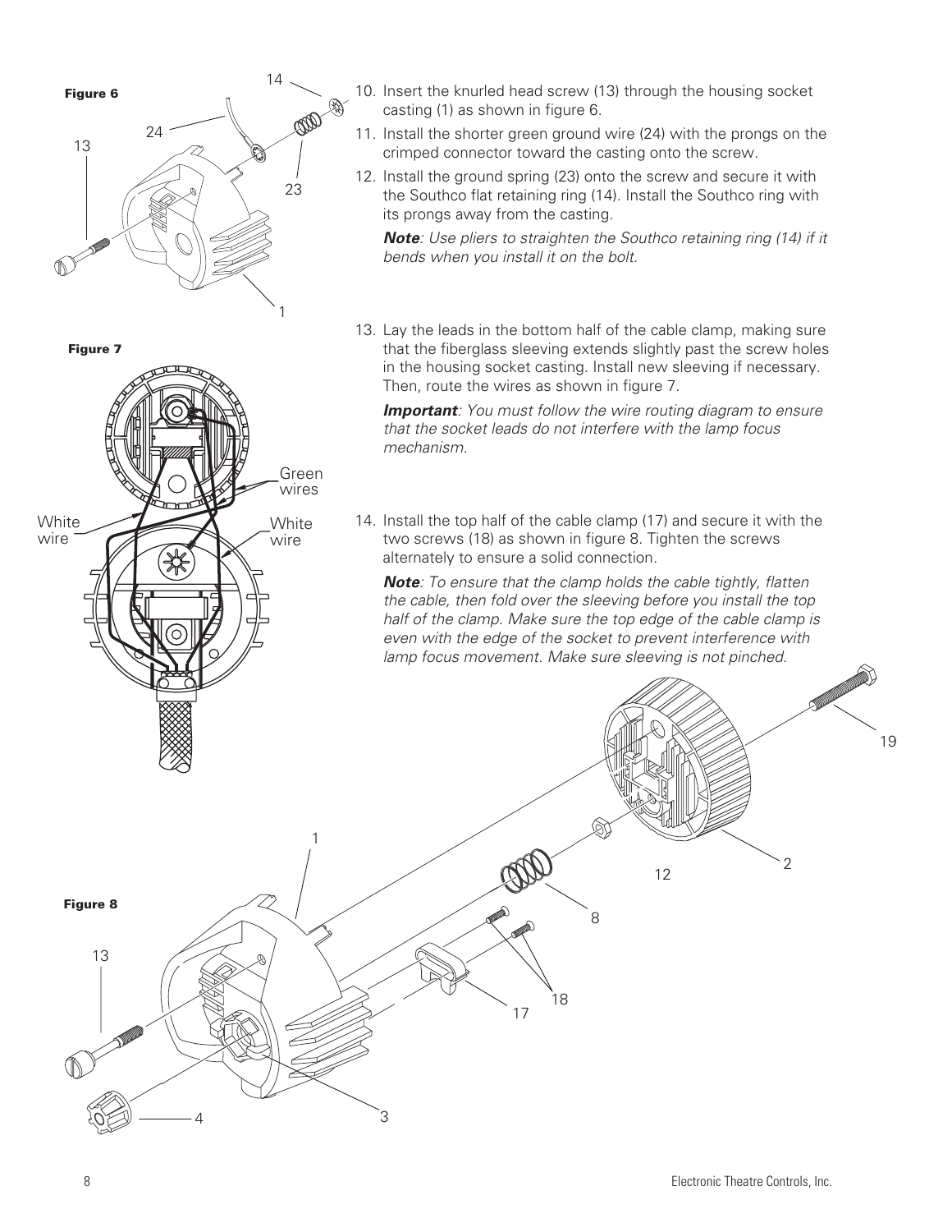10. Insert the knurled head screw (13) through the housing socket casting (1) as shown in figure 6.
11. Install the shorter green ground wire (24) with the prongs on the crimped connector toward the casting onto the screw.
12. Install the ground spring (23) onto the screw and secure it with the Southco flat retaining ring (14). Install the Southco ring with its prongs away from the casting.

    ***Note***: *Use pliers to straighten the Southco retaining ring (14) if it bends when you install it on the bolt.*

13. Lay the leads in the bottom half of the cable clamp, making sure that the fiberglass sleeving extends slightly past the screw holes in the housing socket casting. Install new sleeving if necessary. Then, route the wires as shown in figure 7.

    ***Important***: *You must follow the wire routing diagram to ensure that the socket leads do not interfere with the lamp focus mechanism.*

14. Install the top half of the cable clamp (17) and secure it with the two screws (18) as shown in figure 8. Tighten the screws alternately to ensure a solid connection.

    ***Note***: *To ensure that the clamp holds the cable tightly, flatten the cable, then fold over the sleeving before you install the top half of the clamp. Make sure the top edge of the cable clamp is even with the edge of the socket to prevent interference with lamp focus movement. Make sure sleeving is not pinched.*

**Figure 6**

**Figure 7**

**Figure 8**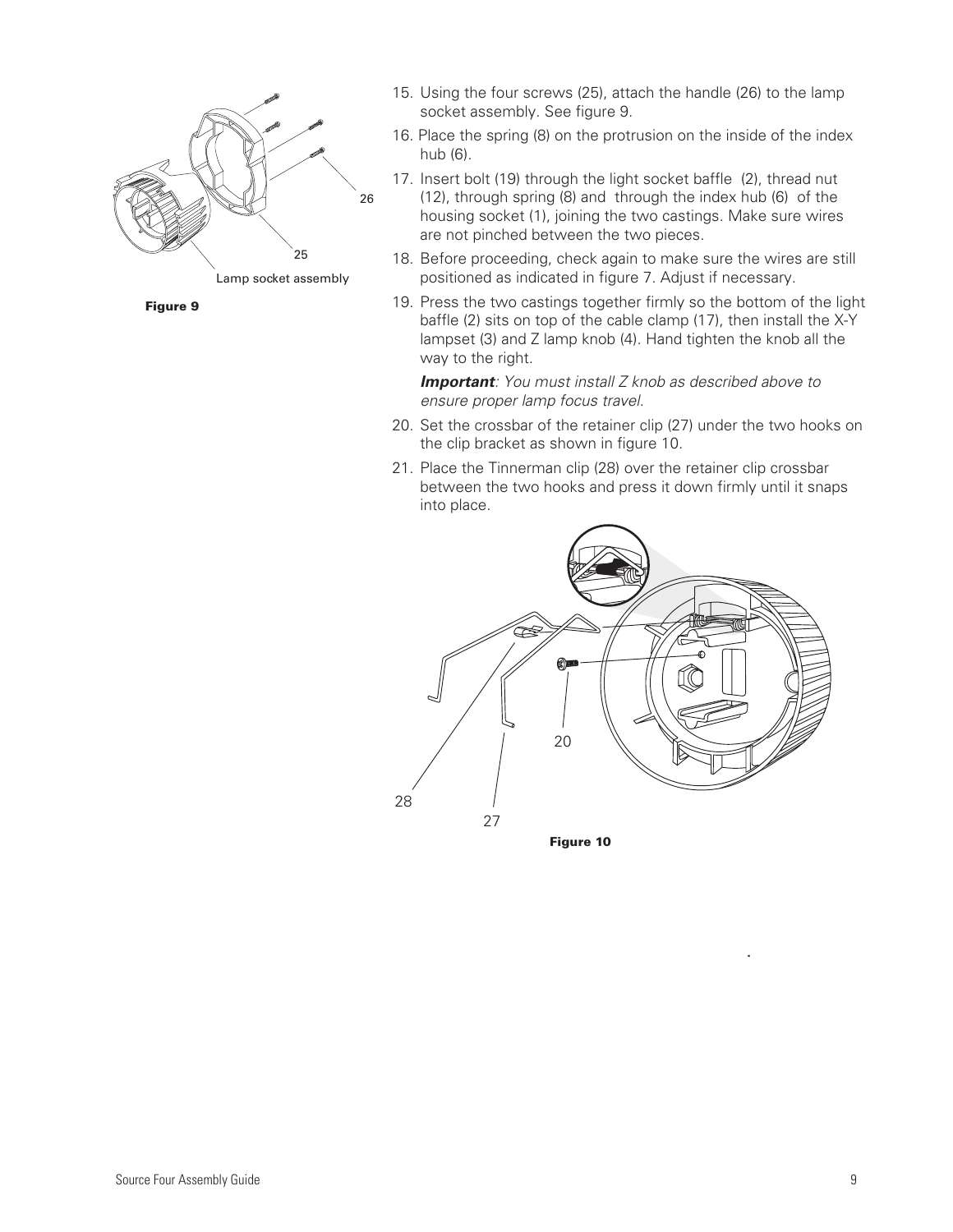Lamp socket assembly

**Figure 9**

15. Using the four screws (25), attach the handle (26) to the lamp socket assembly. See figure 9.
16. Place the spring (8) on the protrusion on the inside of the index hub (6).
17. Insert bolt (19) through the light socket baffle (2), thread nut (12), through spring (8) and through the index hub (6) of the housing socket (1), joining the two castings. Make sure wires are not pinched between the two pieces.
18. Before proceeding, check again to make sure the wires are still positioned as indicated in figure 7. Adjust if necessary.
19. Press the two castings together firmly so the bottom of the light baffle (2) sits on top of the cable clamp (17), then install the X-Y lampset (3) and Z lamp knob (4). Hand tighten the knob all the way to the right.

    ***Important****: You must install Z knob as described above to ensure proper lamp focus travel.*

20. Set the crossbar of the retainer clip (27) under the two hooks on the clip bracket as shown in figure 10.
21. Place the Tinnerman clip (28) over the retainer clip crossbar between the two hooks and press it down firmly until it snaps into place.

**Figure 10**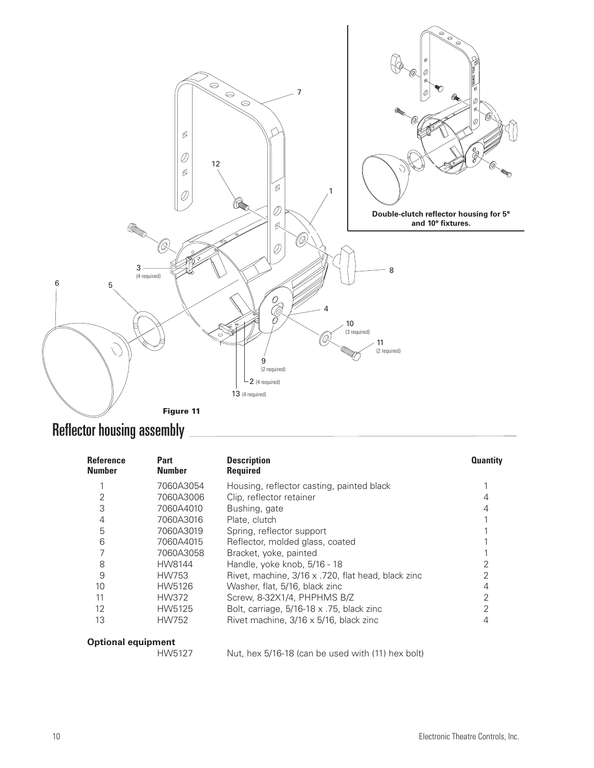**Double-clutch reflector housing for 5° and 10° fixtures.**

**Figure 11**

# Reflector housing assembly

| Reference Number | Part Number | Description Required | Quantity |
|---|---|---|---|
| 1 | 7060A3054 | Housing, reflector casting, painted black | 1 |
| 2 | 7060A3006 | Clip, reflector retainer | 4 |
| 3 | 7060A4010 | Bushing, gate | 4 |
| 4 | 7060A3016 | Plate, clutch | 1 |
| 5 | 7060A3019 | Spring, reflector support | 1 |
| 6 | 7060A4015 | Reflector, molded glass, coated | 1 |
| 7 | 7060A3058 | Bracket, yoke, painted | 1 |
| 8 | HW8144 | Handle, yoke knob, 5/16 - 18 | 2 |
| 9 | HW753 | Rivet, machine, 3/16 x .720, flat head, black zinc | 2 |
| 10 | HW5126 | Washer, flat, 5/16, black zinc | 4 |
| 11 | HW372 | Screw, 8-32X1/4, PHPHMS B/Z | 2 |
| 12 | HW5125 | Bolt, carriage, 5/16-18 x .75, black zinc | 2 |
| 13 | HW752 | Rivet machine, 3/16 x 5/16, black zinc | 4 |

**Optional equipment**

| | Part Number | Description |
|---|---|---|
| | HW5127 | Nut, hex 5/16-18 (can be used with (11) hex bolt) |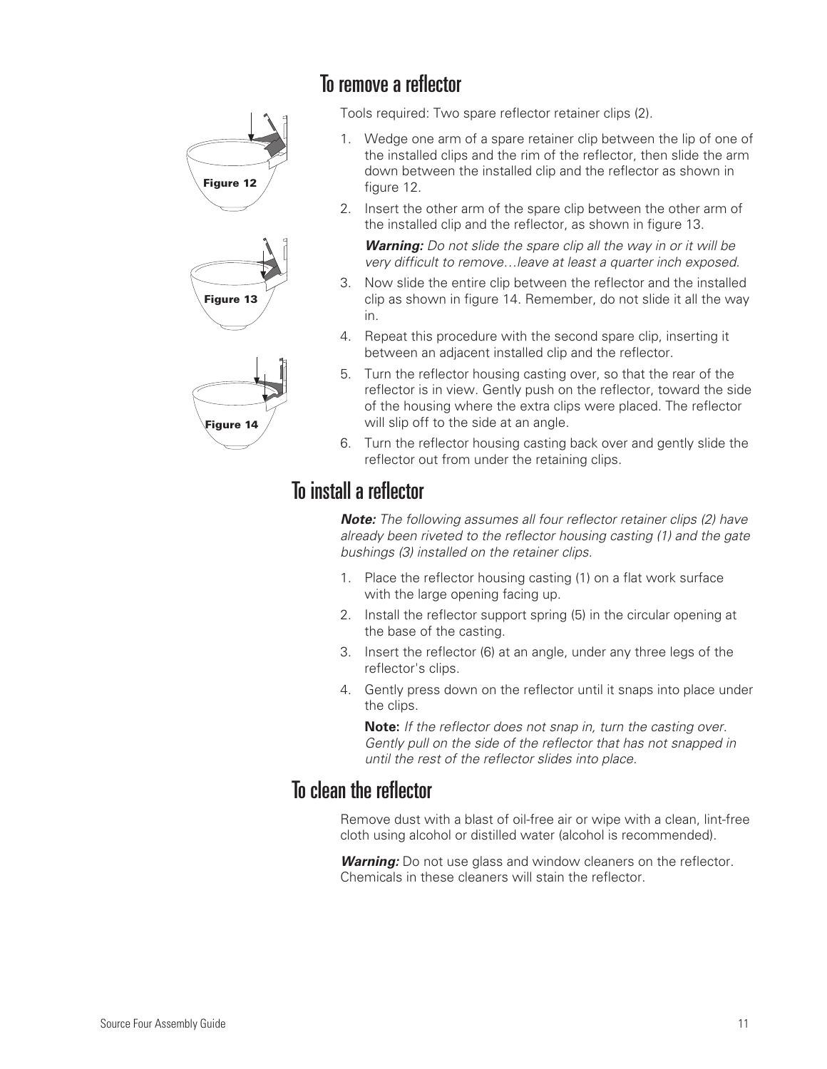## To remove a reflector

Tools required: Two spare reflector retainer clips (2).

Figure 12

Figure 13

Figure 14

1. Wedge one arm of a spare retainer clip between the lip of one of the installed clips and the rim of the reflector, then slide the arm down between the installed clip and the reflector as shown in figure 12.
2. Insert the other arm of the spare clip between the other arm of the installed clip and the reflector, as shown in figure 13.

   ***Warning:*** *Do not slide the spare clip all the way in or it will be very difficult to remove…leave at least a quarter inch exposed.*
3. Now slide the entire clip between the reflector and the installed clip as shown in figure 14. Remember, do not slide it all the way in.
4. Repeat this procedure with the second spare clip, inserting it between an adjacent installed clip and the reflector.
5. Turn the reflector housing casting over, so that the rear of the reflector is in view. Gently push on the reflector, toward the side of the housing where the extra clips were placed. The reflector will slip off to the side at an angle.
6. Turn the reflector housing casting back over and gently slide the reflector out from under the retaining clips.

## To install a reflector

***Note:*** *The following assumes all four reflector retainer clips (2) have already been riveted to the reflector housing casting (1) and the gate bushings (3) installed on the retainer clips.*

1. Place the reflector housing casting (1) on a flat work surface with the large opening facing up.
2. Install the reflector support spring (5) in the circular opening at the base of the casting.
3. Insert the reflector (6) at an angle, under any three legs of the reflector's clips.
4. Gently press down on the reflector until it snaps into place under the clips.

   **Note:** *If the reflector does not snap in, turn the casting over. Gently pull on the side of the reflector that has not snapped in until the rest of the reflector slides into place.*

## To clean the reflector

Remove dust with a blast of oil-free air or wipe with a clean, lint-free cloth using alcohol or distilled water (alcohol is recommended).

***Warning:*** Do not use glass and window cleaners on the reflector. Chemicals in these cleaners will stain the reflector.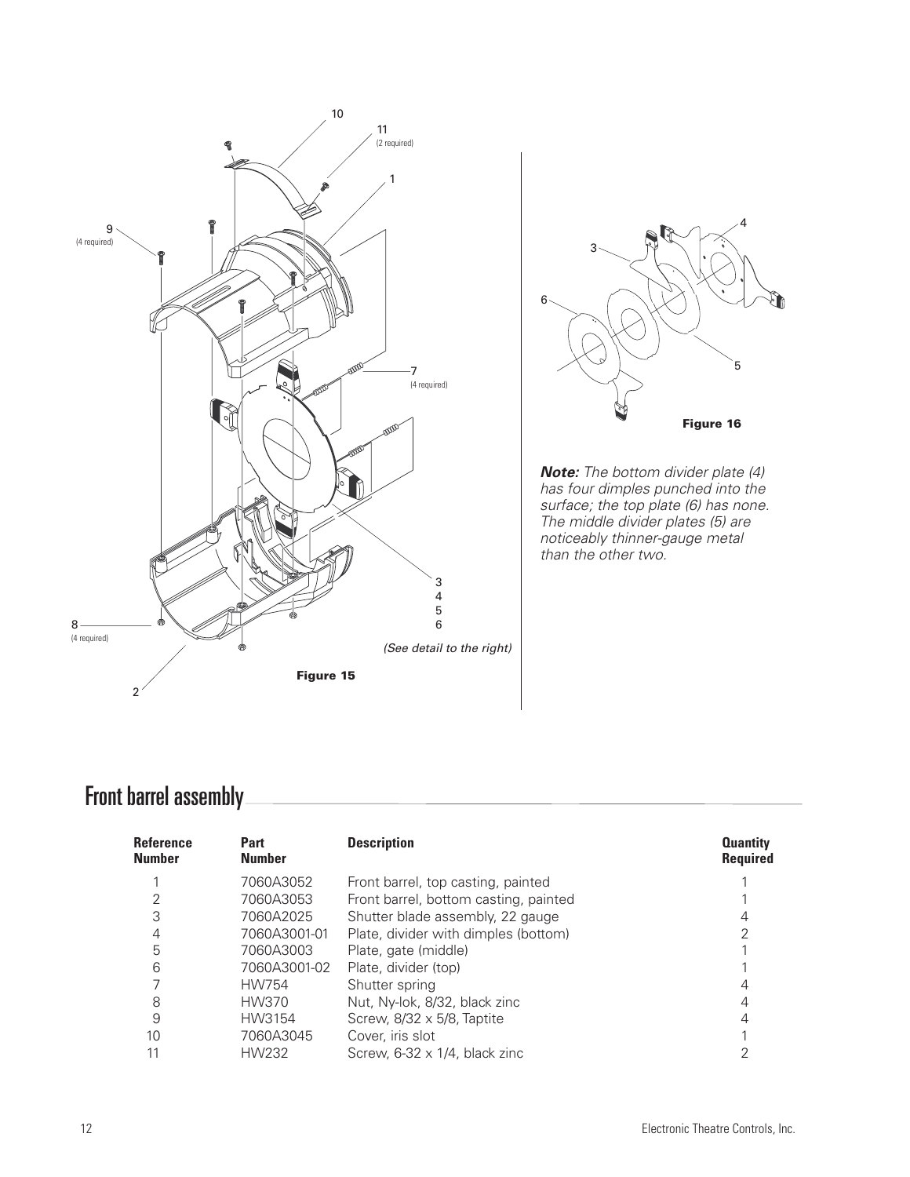(See detail to the right)

**Figure 15**

**Figure 16**

***Note:*** *The bottom divider plate (4) has four dimples punched into the surface; the top plate (6) has none. The middle divider plates (5) are noticeably thinner-gauge metal than the other two.*

## Front barrel assembly

| Reference Number | Part Number | Description | Quantity Required |
|---|---|---|---|
| 1 | 7060A3052 | Front barrel, top casting, painted | 1 |
| 2 | 7060A3053 | Front barrel, bottom casting, painted | 1 |
| 3 | 7060A2025 | Shutter blade assembly, 22 gauge | 4 |
| 4 | 7060A3001-01 | Plate, divider with dimples (bottom) | 2 |
| 5 | 7060A3003 | Plate, gate (middle) | 1 |
| 6 | 7060A3001-02 | Plate, divider (top) | 1 |
| 7 | HW754 | Shutter spring | 4 |
| 8 | HW370 | Nut, Ny-lok, 8/32, black zinc | 4 |
| 9 | HW3154 | Screw, 8/32 x 5/8, Taptite | 4 |
| 10 | 7060A3045 | Cover, iris slot | 1 |
| 11 | HW232 | Screw, 6-32 x 1/4, black zinc | 2 |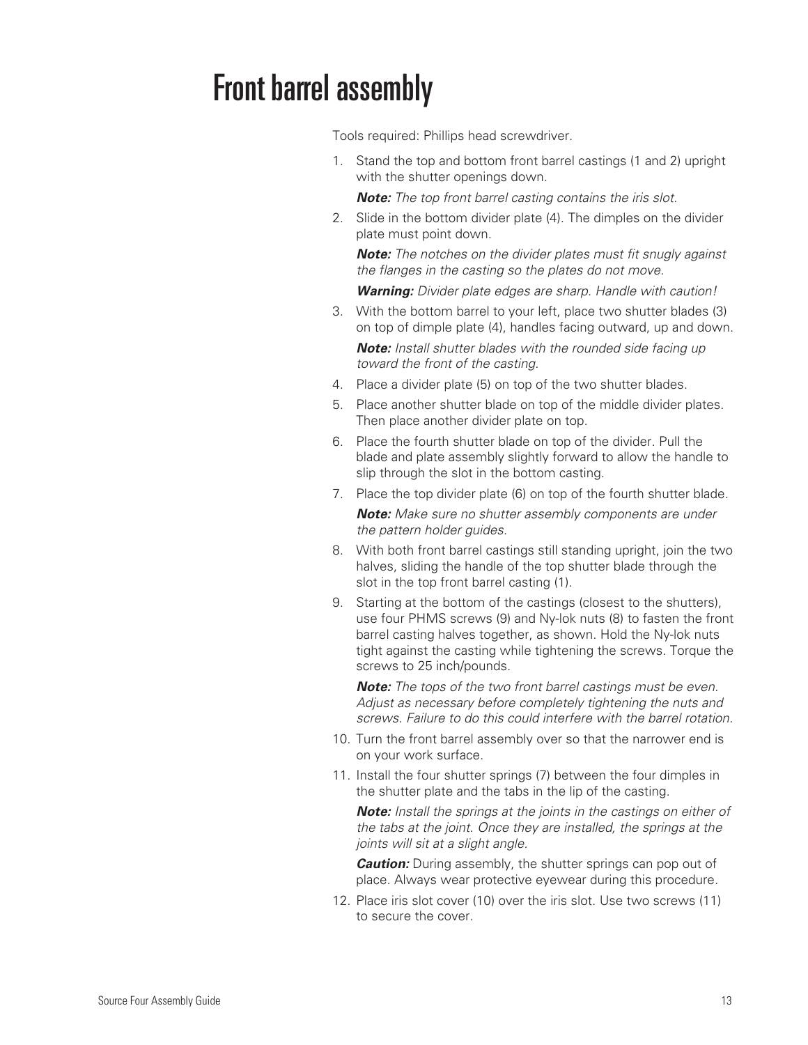# Front barrel assembly

Tools required: Phillips head screwdriver.

1. Stand the top and bottom front barrel castings (1 and 2) upright with the shutter openings down.

   ***Note:*** *The top front barrel casting contains the iris slot.*

2. Slide in the bottom divider plate (4). The dimples on the divider plate must point down.

   ***Note:*** *The notches on the divider plates must fit snugly against the flanges in the casting so the plates do not move.*

   ***Warning:*** *Divider plate edges are sharp. Handle with caution!*

3. With the bottom barrel to your left, place two shutter blades (3) on top of dimple plate (4), handles facing outward, up and down.

   ***Note:*** *Install shutter blades with the rounded side facing up toward the front of the casting.*

4. Place a divider plate (5) on top of the two shutter blades.
5. Place another shutter blade on top of the middle divider plates. Then place another divider plate on top.
6. Place the fourth shutter blade on top of the divider. Pull the blade and plate assembly slightly forward to allow the handle to slip through the slot in the bottom casting.
7. Place the top divider plate (6) on top of the fourth shutter blade.

   ***Note:*** *Make sure no shutter assembly components are under the pattern holder guides.*

8. With both front barrel castings still standing upright, join the two halves, sliding the handle of the top shutter blade through the slot in the top front barrel casting (1).
9. Starting at the bottom of the castings (closest to the shutters), use four PHMS screws (9) and Ny-lok nuts (8) to fasten the front barrel casting halves together, as shown. Hold the Ny-lok nuts tight against the casting while tightening the screws. Torque the screws to 25 inch/pounds.

   ***Note:*** *The tops of the two front barrel castings must be even. Adjust as necessary before completely tightening the nuts and screws. Failure to do this could interfere with the barrel rotation.*

10. Turn the front barrel assembly over so that the narrower end is on your work surface.
11. Install the four shutter springs (7) between the four dimples in the shutter plate and the tabs in the lip of the casting.

    ***Note:*** *Install the springs at the joints in the castings on either of the tabs at the joint. Once they are installed, the springs at the joints will sit at a slight angle.*

    ***Caution:*** During assembly, the shutter springs can pop out of place. Always wear protective eyewear during this procedure.

12. Place iris slot cover (10) over the iris slot. Use two screws (11) to secure the cover.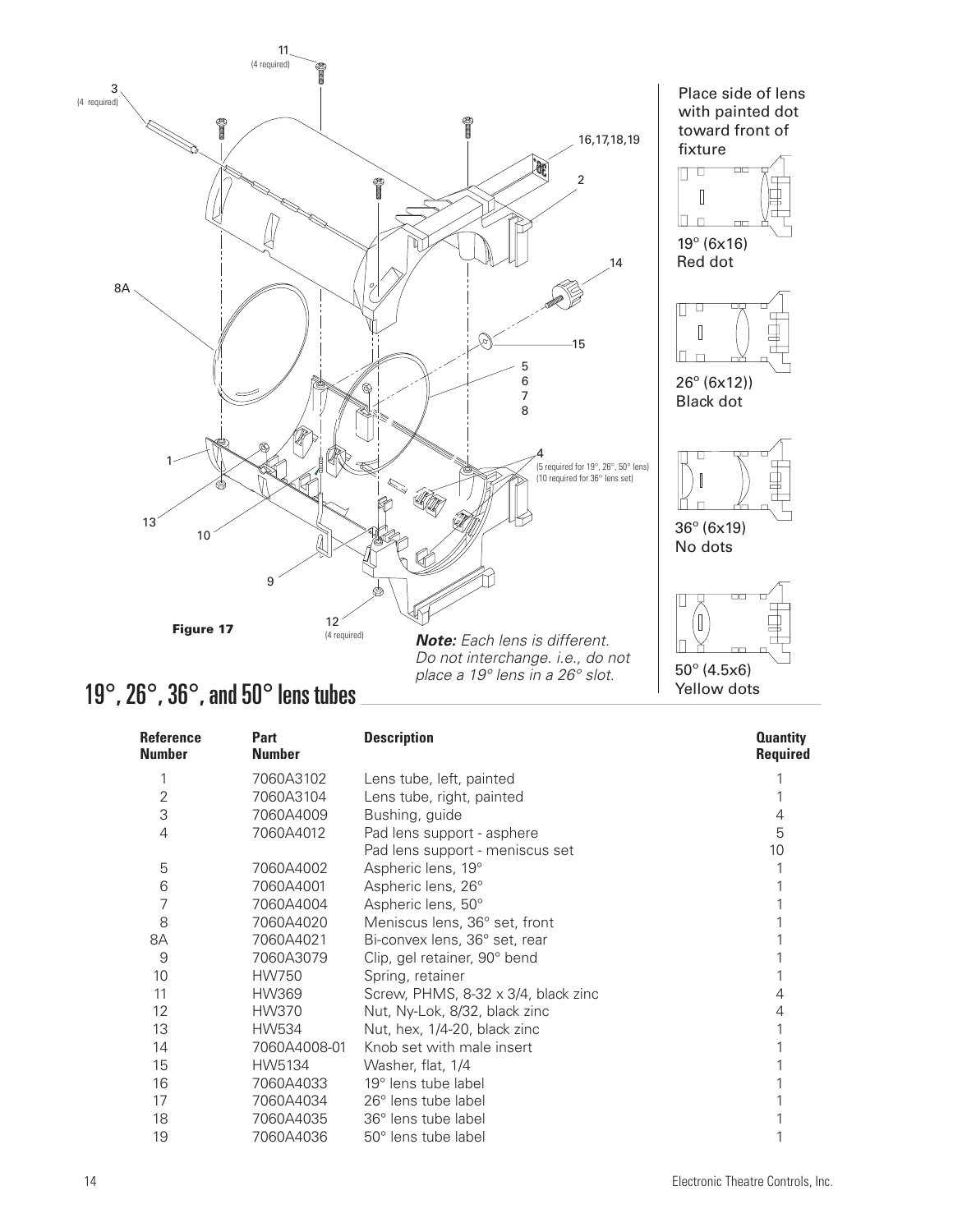Figure 17

**Note:** *Each lens is different. Do not interchange. i.e., do not place a 19° lens in a 26° slot.*

Place side of lens with painted dot toward front of fixture

19° (6x16)
Red dot

26° (6x12))
Black dot

36° (6x19)
No dots

50° (4.5x6)
Yellow dots

## 19°, 26°, 36°, and 50° lens tubes

| Reference Number | Part Number | Description | Quantity Required |
|---|---|---|---|
| 1 | 7060A3102 | Lens tube, left, painted | 1 |
| 2 | 7060A3104 | Lens tube, right, painted | 1 |
| 3 | 7060A4009 | Bushing, guide | 4 |
| 4 | 7060A4012 | Pad lens support - asphere | 5 |
| | | Pad lens support - meniscus set | 10 |
| 5 | 7060A4002 | Aspheric lens, 19° | 1 |
| 6 | 7060A4001 | Aspheric lens, 26° | 1 |
| 7 | 7060A4004 | Aspheric lens, 50° | 1 |
| 8 | 7060A4020 | Meniscus lens, 36° set, front | 1 |
| 8A | 7060A4021 | Bi-convex lens, 36° set, rear | 1 |
| 9 | 7060A3079 | Clip, gel retainer, 90° bend | 1 |
| 10 | HW750 | Spring, retainer | 1 |
| 11 | HW369 | Screw, PHMS, 8-32 x 3/4, black zinc | 4 |
| 12 | HW370 | Nut, Ny-Lok, 8/32, black zinc | 4 |
| 13 | HW534 | Nut, hex, 1/4-20, black zinc | 1 |
| 14 | 7060A4008-01 | Knob set with male insert | 1 |
| 15 | HW5134 | Washer, flat, 1/4 | 1 |
| 16 | 7060A4033 | 19° lens tube label | 1 |
| 17 | 7060A4034 | 26° lens tube label | 1 |
| 18 | 7060A4035 | 36° lens tube label | 1 |
| 19 | 7060A4036 | 50° lens tube label | 1 |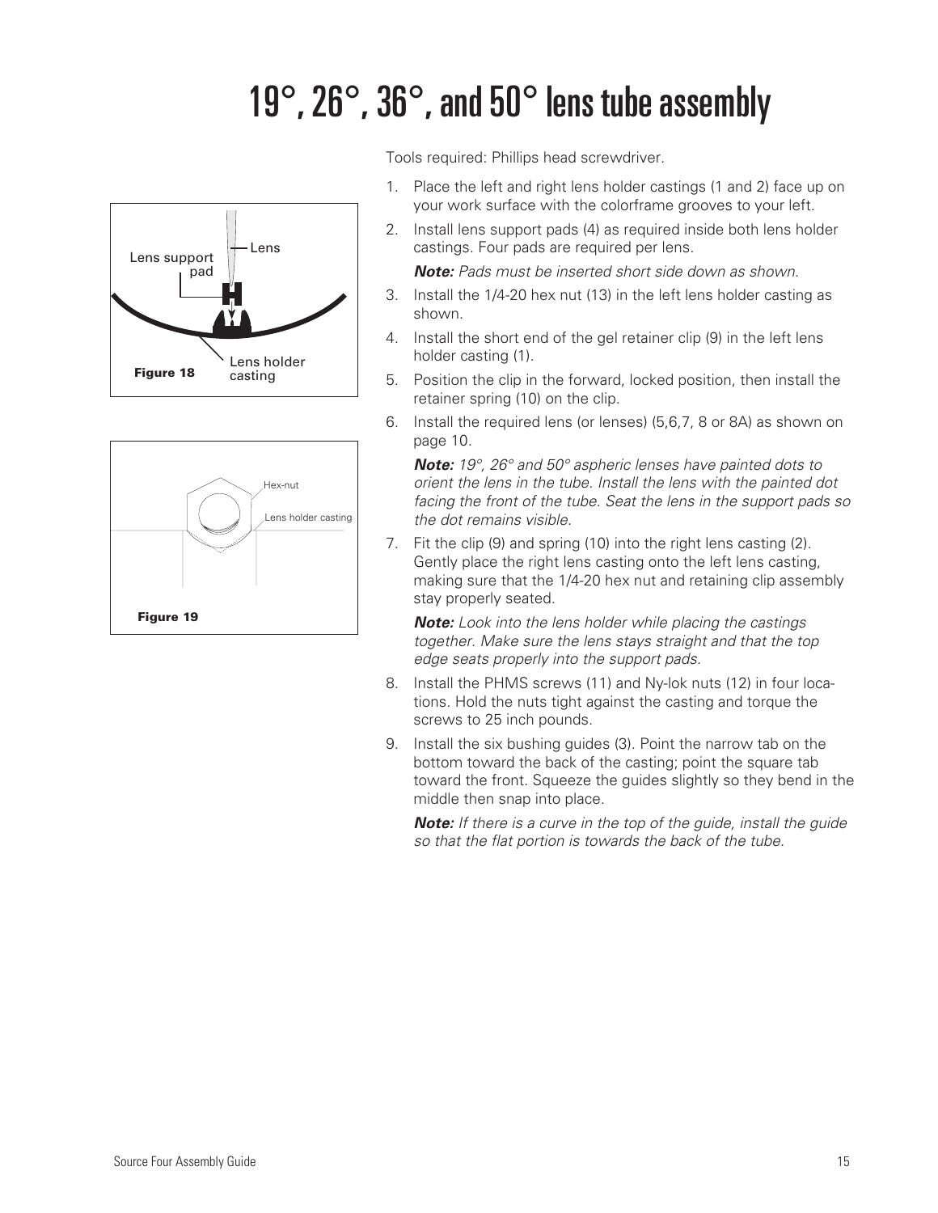# 19°, 26°, 36°, and 50° lens tube assembly

Tools required: Phillips head screwdriver.

Lens support pad

Lens

Lens holder casting

**Figure 18**

Hex-nut

Lens holder casting

**Figure 19**

1. Place the left and right lens holder castings (1 and 2) face up on your work surface with the colorframe grooves to your left.
2. Install lens support pads (4) as required inside both lens holder castings. Four pads are required per lens.

   ***Note:*** *Pads must be inserted short side down as shown.*
3. Install the 1/4-20 hex nut (13) in the left lens holder casting as shown.
4. Install the short end of the gel retainer clip (9) in the left lens holder casting (1).
5. Position the clip in the forward, locked position, then install the retainer spring (10) on the clip.
6. Install the required lens (or lenses) (5,6,7, 8 or 8A) as shown on page 10.

   ***Note:*** *19°, 26° and 50° aspheric lenses have painted dots to orient the lens in the tube. Install the lens with the painted dot facing the front of the tube. Seat the lens in the support pads so the dot remains visible.*
7. Fit the clip (9) and spring (10) into the right lens casting (2). Gently place the right lens casting onto the left lens casting, making sure that the 1/4-20 hex nut and retaining clip assembly stay properly seated.

   ***Note:*** *Look into the lens holder while placing the castings together. Make sure the lens stays straight and that the top edge seats properly into the support pads.*
8. Install the PHMS screws (11) and Ny-lok nuts (12) in four locations. Hold the nuts tight against the casting and torque the screws to 25 inch pounds.
9. Install the six bushing guides (3). Point the narrow tab on the bottom toward the back of the casting; point the square tab toward the front. Squeeze the guides slightly so they bend in the middle then snap into place.

   ***Note:*** *If there is a curve in the top of the guide, install the guide so that the flat portion is towards the back of the tube.*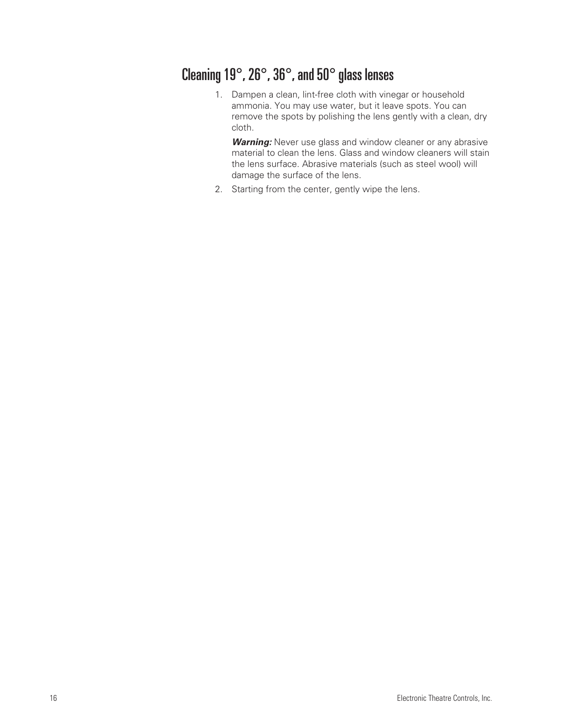## Cleaning 19°, 26°, 36°, and 50° glass lenses

1. Dampen a clean, lint-free cloth with vinegar or household ammonia. You may use water, but it leave spots. You can remove the spots by polishing the lens gently with a clean, dry cloth.

   ***Warning:*** Never use glass and window cleaner or any abrasive material to clean the lens. Glass and window cleaners will stain the lens surface. Abrasive materials (such as steel wool) will damage the surface of the lens.

2. Starting from the center, gently wipe the lens.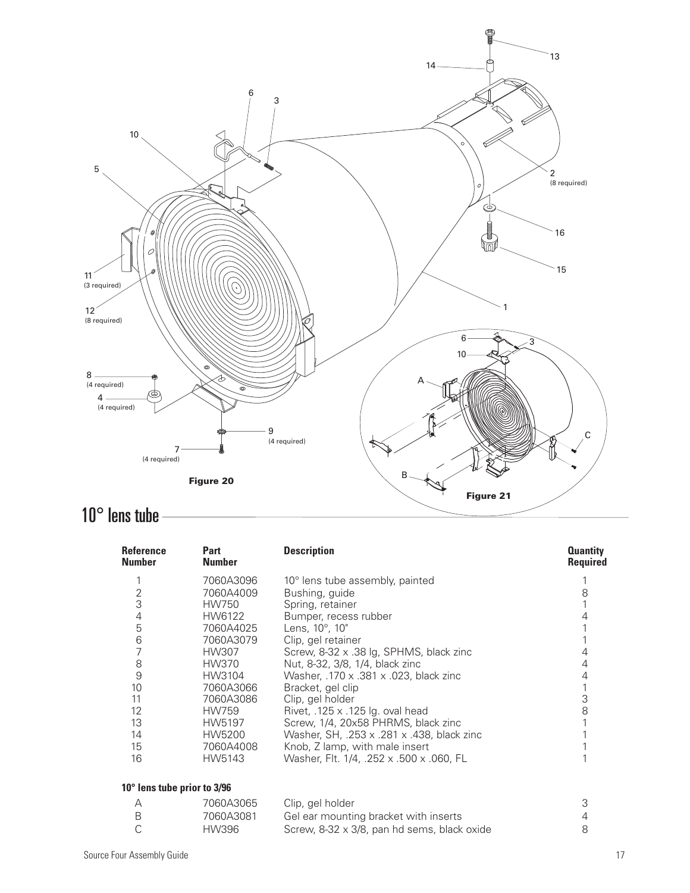Figure 20

Figure 21

## 10° lens tube

| Reference Number | Part Number | Description | Quantity Required |
|---|---|---|---|
| 1 | 7060A3096 | 10° lens tube assembly, painted | 1 |
| 2 | 7060A4009 | Bushing, guide | 8 |
| 3 | HW750 | Spring, retainer | 1 |
| 4 | HW6122 | Bumper, recess rubber | 4 |
| 5 | 7060A4025 | Lens, 10°, 10" | 1 |
| 6 | 7060A3079 | Clip, gel retainer | 1 |
| 7 | HW307 | Screw, 8-32 x .38 lg, SPHMS, black zinc | 4 |
| 8 | HW370 | Nut, 8-32, 3/8, 1/4, black zinc | 4 |
| 9 | HW3104 | Washer, .170 x .381 x .023, black zinc | 4 |
| 10 | 7060A3066 | Bracket, gel clip | 1 |
| 11 | 7060A3086 | Clip, gel holder | 3 |
| 12 | HW759 | Rivet, .125 x .125 lg. oval head | 8 |
| 13 | HW5197 | Screw, 1/4, 20x58 PHRMS, black zinc | 1 |
| 14 | HW5200 | Washer, SH, .253 x .281 x .438, black zinc | 1 |
| 15 | 7060A4008 | Knob, Z lamp, with male insert | 1 |
| 16 | HW5143 | Washer, Flt. 1/4, .252 x .500 x .060, FL | 1 |

**10° lens tube prior to 3/96**

| Reference Number | Part Number | Description | Quantity Required |
|---|---|---|---|
| A | 7060A3065 | Clip, gel holder | 3 |
| B | 7060A3081 | Gel ear mounting bracket with inserts | 4 |
| C | HW396 | Screw, 8-32 x 3/8, pan hd sems, black oxide | 8 |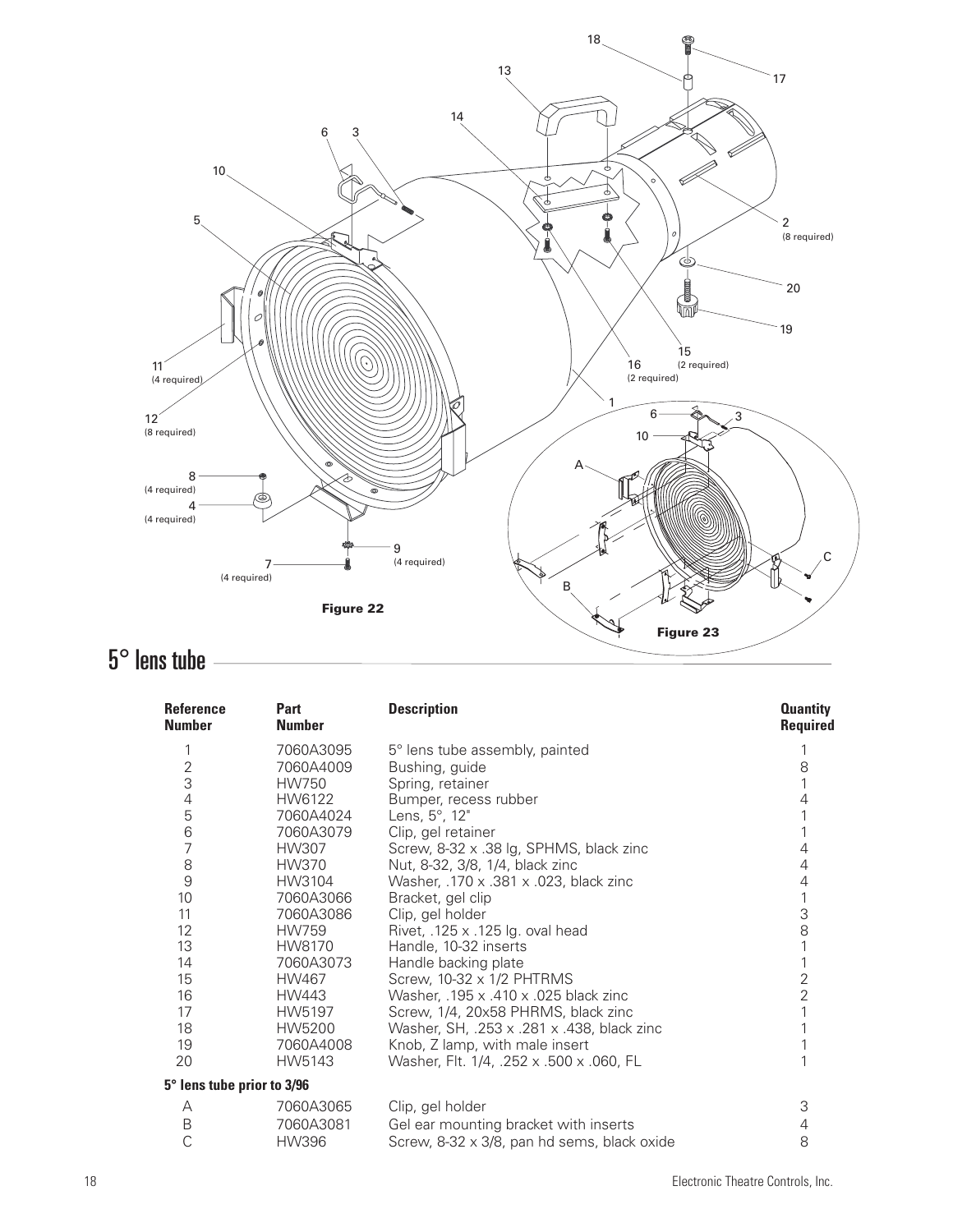Figure 22

Figure 23

## 5° lens tube

| Reference Number | Part Number | Description | Quantity Required |
|---|---|---|---|
| 1 | 7060A3095 | 5° lens tube assembly, painted | 1 |
| 2 | 7060A4009 | Bushing, guide | 8 |
| 3 | HW750 | Spring, retainer | 1 |
| 4 | HW6122 | Bumper, recess rubber | 4 |
| 5 | 7060A4024 | Lens, 5°, 12" | 1 |
| 6 | 7060A3079 | Clip, gel retainer | 1 |
| 7 | HW307 | Screw, 8-32 x .38 lg, SPHMS, black zinc | 4 |
| 8 | HW370 | Nut, 8-32, 3/8, 1/4, black zinc | 4 |
| 9 | HW3104 | Washer, .170 x .381 x .023, black zinc | 4 |
| 10 | 7060A3066 | Bracket, gel clip | 1 |
| 11 | 7060A3086 | Clip, gel holder | 3 |
| 12 | HW759 | Rivet, .125 x .125 lg. oval head | 8 |
| 13 | HW8170 | Handle, 10-32 inserts | 1 |
| 14 | 7060A3073 | Handle backing plate | 1 |
| 15 | HW467 | Screw, 10-32 x 1/2 PHTRMS | 2 |
| 16 | HW443 | Washer, .195 x .410 x .025 black zinc | 2 |
| 17 | HW5197 | Screw, 1/4, 20x58 PHRMS, black zinc | 1 |
| 18 | HW5200 | Washer, SH, .253 x .281 x .438, black zinc | 1 |
| 19 | 7060A4008 | Knob, Z lamp, with male insert | 1 |
| 20 | HW5143 | Washer, Flt. 1/4, .252 x .500 x .060, FL | 1 |
| **5° lens tube prior to 3/96** | | | |
| A | 7060A3065 | Clip, gel holder | 3 |
| B | 7060A3081 | Gel ear mounting bracket with inserts | 4 |
| C | HW396 | Screw, 8-32 x 3/8, pan hd sems, black oxide | 8 |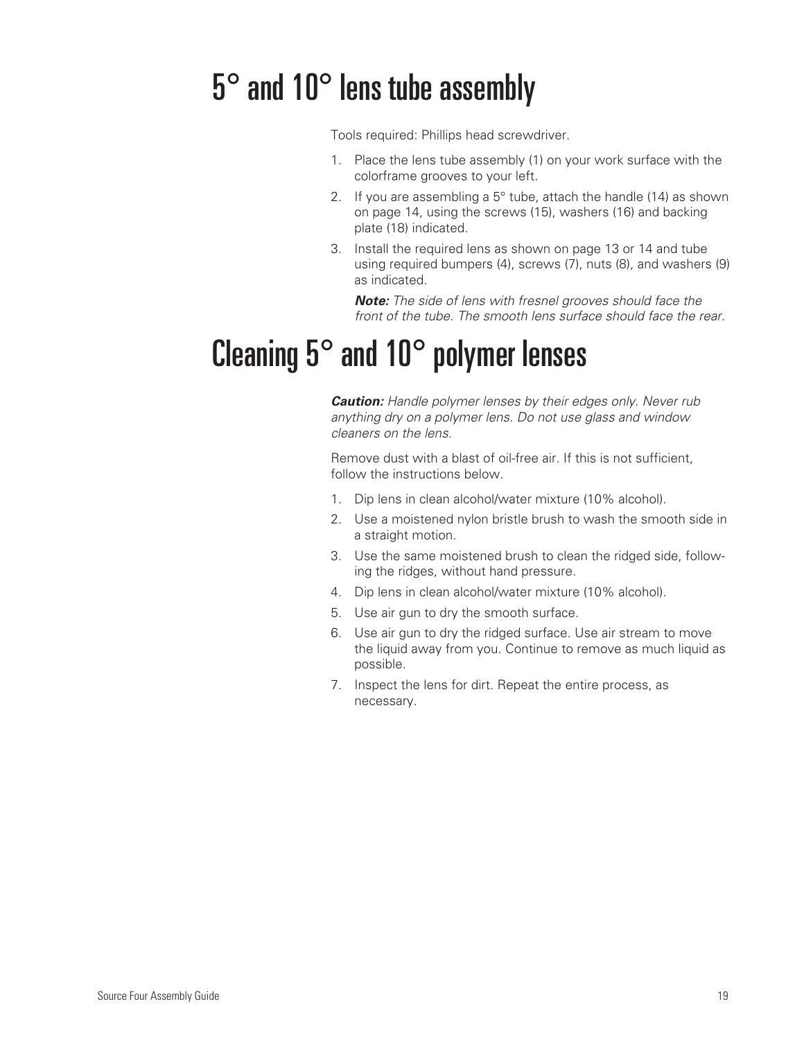# 5° and 10° lens tube assembly

Tools required: Phillips head screwdriver.

1. Place the lens tube assembly (1) on your work surface with the colorframe grooves to your left.
2. If you are assembling a 5° tube, attach the handle (14) as shown on page 14, using the screws (15), washers (16) and backing plate (18) indicated.
3. Install the required lens as shown on page 13 or 14 and tube using required bumpers (4), screws (7), nuts (8), and washers (9) as indicated.

   ***Note:*** *The side of lens with fresnel grooves should face the front of the tube. The smooth lens surface should face the rear.*

# Cleaning 5° and 10° polymer lenses

***Caution:*** *Handle polymer lenses by their edges only. Never rub anything dry on a polymer lens. Do not use glass and window cleaners on the lens.*

Remove dust with a blast of oil-free air. If this is not sufficient, follow the instructions below.

1. Dip lens in clean alcohol/water mixture (10% alcohol).
2. Use a moistened nylon bristle brush to wash the smooth side in a straight motion.
3. Use the same moistened brush to clean the ridged side, following the ridges, without hand pressure.
4. Dip lens in clean alcohol/water mixture (10% alcohol).
5. Use air gun to dry the smooth surface.
6. Use air gun to dry the ridged surface. Use air stream to move the liquid away from you. Continue to remove as much liquid as possible.
7. Inspect the lens for dirt. Repeat the entire process, as necessary.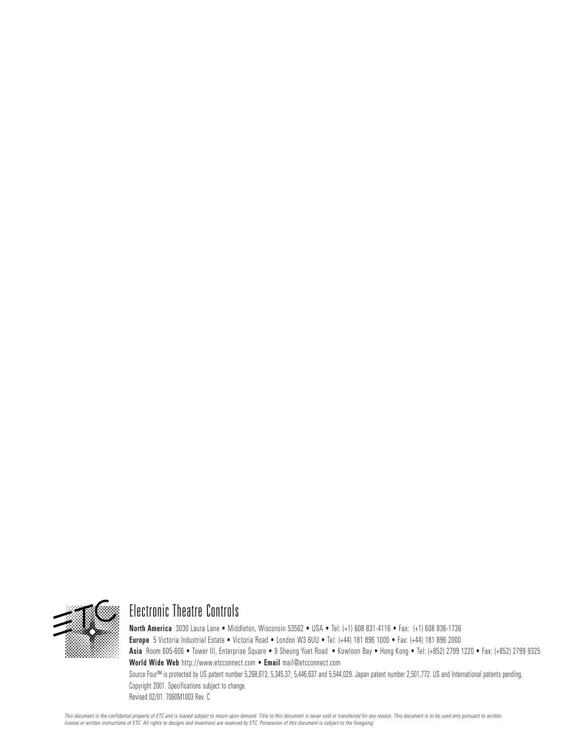## Electronic Theatre Controls

**North America** 3030 Laura Lane • Middleton, Wisconsin 53562 • USA • Tel: (+1) 608 831-4116 • Fax: (+1) 608 836-1736

**Europe** 5 Victoria Industrial Estate • Victoria Road • London W3 6UU • Tel: (+44) 181 896 1000 • Fax: (+44) 181 896 2000

**Asia** Room 605-606 • Tower III, Enterprise Square • 9 Sheung Yuet Road • Kowloon Bay • Hong Kong • Tel: (+852) 2799 1220 • Fax: (+852) 2799 9325

**World Wide Web** http://www.etcconnect.com • **Email** mail@etcconnect.com

Source Four™ is protected by US patent number 5,268,613; 5,345,37; 5,446,637 and 5,544,029. Japan patent number 2,501,772. US and International patents pending.

Copyright 2001. Specifications subject to change.

Revised 02/01. 7060M1003 Rev. C

*This document is the confidental property of ETC and is loaned subject to return upon demand. Title to this document is never sold or transferred for any reason. This document is to be used only pursuant to written license or written instructions of ETC. All rights to designs and inventions are reserved by ETC. Possession of this document is subject to the foregoing.*